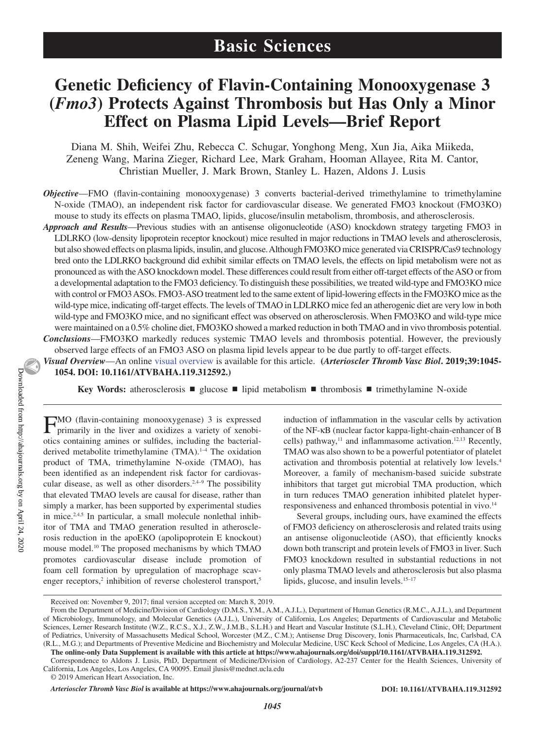# Genetic Deficiency of Flavin-Containing Monooxygenase 3 (*Fmo3*) Protects Against Thrombosis but Has Only a Minor Effect on Plasma Lipid Levels—Brief Report

Diana M. Shih, Weifei Zhu, Rebecca C. Schugar, Yonghong Meng, Xun Jia, Aika Miikeda, Zeneng Wang, Marina Zieger, Richard Lee, Mark Graham, Hooman Allayee, Rita M. Cantor, Christian Mueller, J. Mark Brown, Stanley L. Hazen, Aldons J. Lusis

***Objective***—FMO (flavin-containing monooxygenase) 3 converts bacterial-derived trimethylamine to trimethylamine N-oxide (TMAO), an independent risk factor for cardiovascular disease. We generated FMO3 knockout (FMO3KO) mouse to study its effects on plasma TMAO, lipids, glucose/insulin metabolism, thrombosis, and atherosclerosis.

***Approach and Results***—Previous studies with an antisense oligonucleotide (ASO) knockdown strategy targeting FMO3 in LDLRKO (low-density lipoprotein receptor knockout) mice resulted in major reductions in TMAO levels and atherosclerosis, but also showed effects on plasma lipids, insulin, and glucose. Although FMO3KO mice generated via CRISPR/Cas9 technology bred onto the LDLRKO background did exhibit similar effects on TMAO levels, the effects on lipid metabolism were not as pronounced as with the ASO knockdown model. These differences could result from either off-target effects of the ASO or from a developmental adaptation to the FMO3 deficiency. To distinguish these possibilities, we treated wild-type and FMO3KO mice with control or FMO3 ASOs. FMO3-ASO treatment led to the same extent of lipid-lowering effects in the FMO3KO mice as the wild-type mice, indicating off-target effects. The levels of TMAO in LDLRKO mice fed an atherogenic diet are very low in both wild-type and FMO3KO mice, and no significant effect was observed on atherosclerosis. When FMO3KO and wild-type mice were maintained on a 0.5% choline diet, FMO3KO showed a marked reduction in both TMAO and in vivo thrombosis potential.

***Conclusions***—FMO3KO markedly reduces systemic TMAO levels and thrombosis potential. However, the previously observed large effects of an FMO3 ASO on plasma lipid levels appear to be due partly to off-target effects.

***Visual Overview***—An online visual overview is available for this article. **(*Arterioscler Thromb Vasc Biol*. 2019;39:1045-1054. DOI: 10.1161/ATVBAHA.119.312592.)**

**Key Words:** atherosclerosis ■ glucose ■ lipid metabolism ■ thrombosis ■ trimethylamine N-oxide

FMO (flavin-containing monooxygenase) 3 is expressed primarily in the liver and oxidizes a variety of xenobiotics containing amines or sulfides, including the bacterial-derived metabolite trimethylamine (TMA).[1–4] The oxidation product of TMA, trimethylamine N-oxide (TMAO), has been identified as an independent risk factor for cardiovascular disease, as well as other disorders.[2,4–9] The possibility that elevated TMAO levels are causal for disease, rather than simply a marker, has been supported by experimental studies in mice.[2,4,5] In particular, a small molecule nonlethal inhibitor of TMA and TMAO generation resulted in atherosclerosis reduction in the apoEKO (apolipoprotein E knockout) mouse model.[10] The proposed mechanisms by which TMAO promotes cardiovascular disease include promotion of foam cell formation by upregulation of macrophage scavenger receptors,[2] inhibition of reverse cholesterol transport,[5] induction of inflammation in the vascular cells by activation of the NF-κB (nuclear factor kappa-light-chain-enhancer of B cells) pathway,[11] and inflammasome activation.[12,13] Recently, TMAO was also shown to be a powerful potentiator of platelet activation and thrombosis potential at relatively low levels.[4] Moreover, a family of mechanism-based suicide substrate inhibitors that target gut microbial TMA production, which in turn reduces TMAO generation inhibited platelet hyperresponsiveness and enhanced thrombosis potential in vivo.[14]

Several groups, including ours, have examined the effects of FMO3 deficiency on atherosclerosis and related traits using an antisense oligonucleotide (ASO), that efficiently knocks down both transcript and protein levels of FMO3 in liver. Such FMO3 knockdown resulted in substantial reductions in not only plasma TMAO levels and atherosclerosis but also plasma lipids, glucose, and insulin levels.[15–17]

Received on: November 9, 2017; final version accepted on: March 8, 2019.

From the Department of Medicine/Division of Cardiology (D.M.S., Y.M., A.M., A.J.L.), Department of Human Genetics (R.M.C., A.J.L.), and Department of Microbiology, Immunology, and Molecular Genetics (A.J.L.), University of California, Los Angeles; Departments of Cardiovascular and Metabolic Sciences, Lerner Research Institute (W.Z., R.C.S., X.J., Z.W., J.M.B., S.L.H.) and Heart and Vascular Institute (S.L.H.), Cleveland Clinic, OH; Department of Pediatrics, University of Massachusetts Medical School, Worcester (M.Z., C.M.); Antisense Drug Discovery, Ionis Pharmaceuticals, Inc, Carlsbad, CA (R.L., M.G.); and Departments of Preventive Medicine and Biochemistry and Molecular Medicine, USC Keck School of Medicine, Los Angeles, CA (H.A.).

**The online-only Data Supplement is available with this article at https://www.ahajournals.org/doi/suppl/10.1161/ATVBAHA.119.312592.**

Correspondence to Aldons J. Lusis, PhD, Department of Medicine/Division of Cardiology, A2-237 Center for the Health Sciences, University of California, Los Angeles, Los Angeles, CA 90095. Email jlusis@mednet.ucla.edu

© 2019 American Heart Association, Inc.

*Arterioscler Thromb Vasc Biol* **is available at https://www.ahajournals.org/journal/atvb** **DOI: 10.1161/ATVBAHA.119.312592**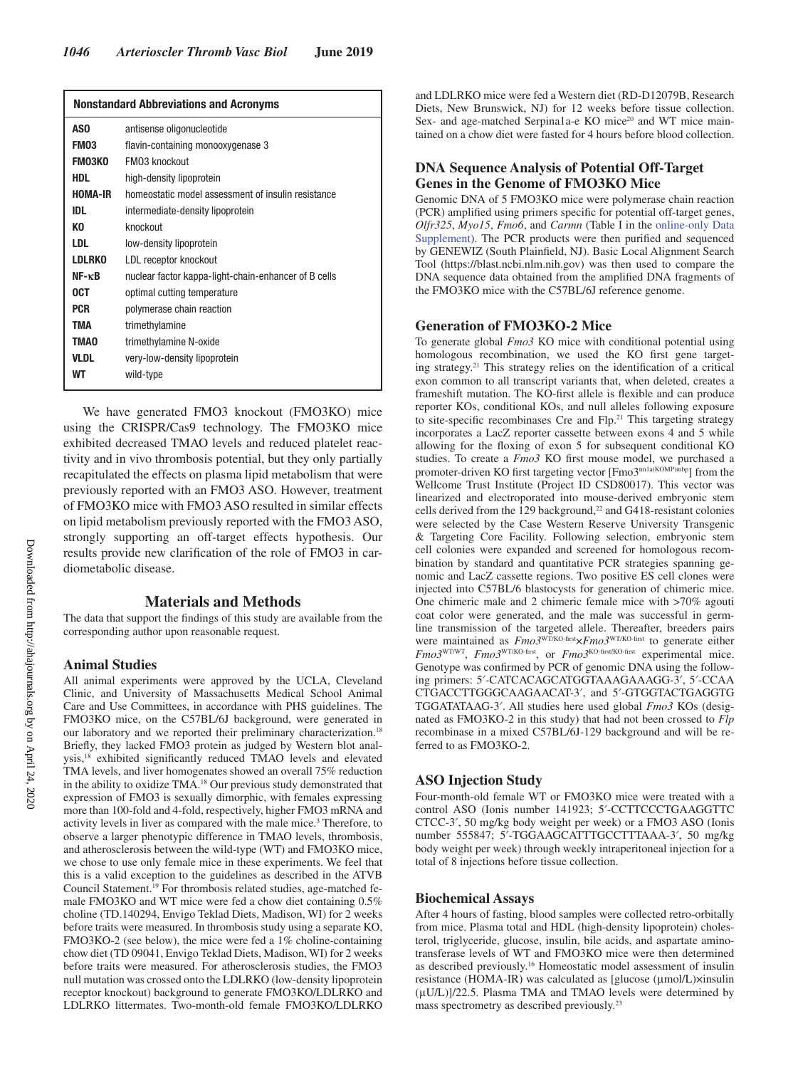| Nonstandard Abbreviations and Acronyms | |
|---|---|
| **ASO** | antisense oligonucleotide |
| **FMO3** | flavin-containing monooxygenase 3 |
| **FMO3KO** | FMO3 knockout |
| **HDL** | high-density lipoprotein |
| **HOMA-IR** | homeostatic model assessment of insulin resistance |
| **IDL** | intermediate-density lipoprotein |
| **KO** | knockout |
| **LDL** | low-density lipoprotein |
| **LDLRKO** | LDL receptor knockout |
| **NF-κB** | nuclear factor kappa-light-chain-enhancer of B cells |
| **OCT** | optimal cutting temperature |
| **PCR** | polymerase chain reaction |
| **TMA** | trimethylamine |
| **TMAO** | trimethylamine N-oxide |
| **VLDL** | very-low-density lipoprotein |
| **WT** | wild-type |

We have generated FMO3 knockout (FMO3KO) mice using the CRISPR/Cas9 technology. The FMO3KO mice exhibited decreased TMAO levels and reduced platelet reactivity and in vivo thrombosis potential, but they only partially recapitulated the effects on plasma lipid metabolism that were previously reported with an FMO3 ASO. However, treatment of FMO3KO mice with FMO3 ASO resulted in similar effects on lipid metabolism previously reported with the FMO3 ASO, strongly supporting an off-target effects hypothesis. Our results provide new clarification of the role of FMO3 in cardiometabolic disease.

## Materials and Methods

The data that support the findings of this study are available from the corresponding author upon reasonable request.

### Animal Studies

All animal experiments were approved by the UCLA, Cleveland Clinic, and University of Massachusetts Medical School Animal Care and Use Committees, in accordance with PHS guidelines. The FMO3KO mice, on the C57BL/6J background, were generated in our laboratory and we reported their preliminary characterization.[18] Briefly, they lacked FMO3 protein as judged by Western blot analysis,[18] exhibited significantly reduced TMAO levels and elevated TMA levels, and liver homogenates showed an overall 75% reduction in the ability to oxidize TMA.[18] Our previous study demonstrated that expression of FMO3 is sexually dimorphic, with females expressing more than 100-fold and 4-fold, respectively, higher FMO3 mRNA and activity levels in liver as compared with the male mice.[3] Therefore, to observe a larger phenotypic difference in TMAO levels, thrombosis, and atherosclerosis between the wild-type (WT) and FMO3KO mice, we chose to use only female mice in these experiments. We feel that this is a valid exception to the guidelines as described in the ATVB Council Statement.[19] For thrombosis related studies, age-matched female FMO3KO and WT mice were fed a chow diet containing 0.5% choline (TD.140294, Envigo Teklad Diets, Madison, WI) for 2 weeks before traits were measured. In thrombosis study using a separate KO, FMO3KO-2 (see below), the mice were fed a 1% choline-containing chow diet (TD 09041, Envigo Teklad Diets, Madison, WI) for 2 weeks before traits were measured. For atherosclerosis studies, the FMO3 null mutation was crossed onto the LDLRKO (low-density lipoprotein receptor knockout) background to generate FMO3KO/LDLRKO and LDLRKO littermates. Two-month-old female FMO3KO/LDLRKO and LDLRKO mice were fed a Western diet (RD-D12079B, Research Diets, New Brunswick, NJ) for 12 weeks before tissue collection. Sex- and age-matched Serpina1a-e KO mice[20] and WT mice maintained on a chow diet were fasted for 4 hours before blood collection.

### DNA Sequence Analysis of Potential Off-Target Genes in the Genome of FMO3KO Mice

Genomic DNA of 5 FMO3KO mice were polymerase chain reaction (PCR) amplified using primers specific for potential off-target genes, *Olfr325*, *Myo15*, *Fmo6*, and *Carmn* (Table I in the online-only Data Supplement). The PCR products were then purified and sequenced by GENEWIZ (South Plainfield, NJ). Basic Local Alignment Search Tool (https://blast.ncbi.nlm.nih.gov) was then used to compare the DNA sequence data obtained from the amplified DNA fragments of the FMO3KO mice with the C57BL/6J reference genome.

### Generation of FMO3KO-2 Mice

To generate global *Fmo3* KO mice with conditional potential using homologous recombination, we used the KO first gene targeting strategy.[21] This strategy relies on the identification of a critical exon common to all transcript variants that, when deleted, creates a frameshift mutation. The KO-first allele is flexible and can produce reporter KOs, conditional KOs, and null alleles following exposure to site-specific recombinases Cre and Flp.[21] This targeting strategy incorporates a LacZ reporter cassette between exons 4 and 5 while allowing for the floxing of exon 5 for subsequent conditional KO studies. To create a *Fmo3* KO first mouse model, we purchased a promoter-driven KO first targeting vector [Fmo3$^{tm1a(KOMP)mbp}$] from the Wellcome Trust Institute (Project ID CSD80017). This vector was linearized and electroporated into mouse-derived embryonic stem cells derived from the 129 background,[22] and G418-resistant colonies were selected by the Case Western Reserve University Transgenic & Targeting Core Facility. Following selection, embryonic stem cell colonies were expanded and screened for homologous recombination by standard and quantitative PCR strategies spanning genomic and LacZ cassette regions. Two positive ES cell clones were injected into C57BL/6 blastocysts for generation of chimeric mice. One chimeric male and 2 chimeric female mice with >70% agouti coat color were generated, and the male was successful in germline transmission of the targeted allele. Thereafter, breeders pairs were maintained as *Fmo3*$^{WT/KO\text{-}first}$×*Fmo3*$^{WT/KO\text{-}first}$ to generate either *Fmo3*$^{WT/WT}$, *Fmo3*$^{WT/KO\text{-}first}$, or *Fmo3*$^{KO\text{-}first/KO\text{-}first}$ experimental mice. Genotype was confirmed by PCR of genomic DNA using the following primers: 5′-CATCACAGCATGGTAAAGAAAGG-3′, 5′-CCAACTGACCTTGGGCAAGAACAT-3′, and 5′-GTGGTACTGAGGTGTGGATATAAG-3′. All studies here used global *Fmo3* KOs (designated as FMO3KO-2 in this study) that had not been crossed to *Flp* recombinase in a mixed C57BL/6J-129 background and will be referred to as FMO3KO-2.

### ASO Injection Study

Four-month-old female WT or FMO3KO mice were treated with a control ASO (Ionis number 141923; 5′-CCTTCCCTGAAGGTTCCTCC-3′, 50 mg/kg body weight per week) or a FMO3 ASO (Ionis number 555847; 5′-TGGAAGCATTTGCCTTTAAA-3′, 50 mg/kg body weight per week) through weekly intraperitoneal injection for a total of 8 injections before tissue collection.

### Biochemical Assays

After 4 hours of fasting, blood samples were collected retro-orbitally from mice. Plasma total and HDL (high-density lipoprotein) cholesterol, triglyceride, glucose, insulin, bile acids, and aspartate aminotransferase levels of WT and FMO3KO mice were then determined as described previously.[16] Homeostatic model assessment of insulin resistance (HOMA-IR) was calculated as [glucose (μmol/L)×insulin (μU/L)]/22.5. Plasma TMA and TMAO levels were determined by mass spectrometry as described previously.[23]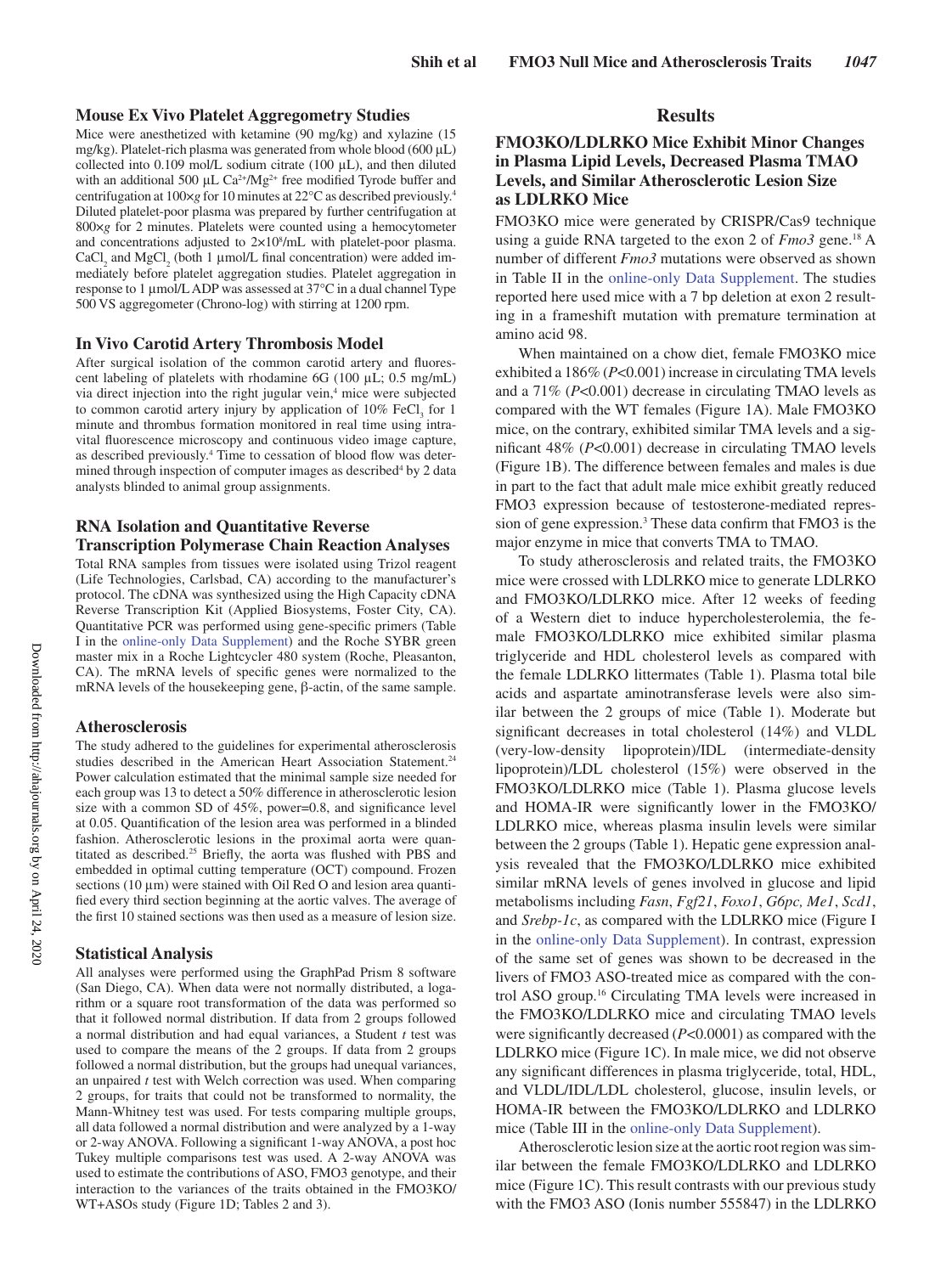### Mouse Ex Vivo Platelet Aggregometry Studies

Mice were anesthetized with ketamine (90 mg/kg) and xylazine (15 mg/kg). Platelet-rich plasma was generated from whole blood (600 μL) collected into 0.109 mol/L sodium citrate (100 μL), and then diluted with an additional 500 μL $Ca^{2+}/Mg^{2+}$ free modified Tyrode buffer and centrifugation at 100×*g* for 10 minutes at 22°C as described previously.[4] Diluted platelet-poor plasma was prepared by further centrifugation at 800×*g* for 2 minutes. Platelets were counted using a hemocytometer and concentrations adjusted to $2\times10^8$/mL with platelet-poor plasma. $CaCl_2$ and $MgCl_2$ (both 1 μmol/L final concentration) were added immediately before platelet aggregation studies. Platelet aggregation in response to 1 μmol/L ADP was assessed at 37°C in a dual channel Type 500 VS aggregometer (Chrono-log) with stirring at 1200 rpm.

### In Vivo Carotid Artery Thrombosis Model

After surgical isolation of the common carotid artery and fluorescent labeling of platelets with rhodamine 6G (100 μL; 0.5 mg/mL) via direct injection into the right jugular vein,[4] mice were subjected to common carotid artery injury by application of 10% $FeCl_3$ for 1 minute and thrombus formation monitored in real time using intravital fluorescence microscopy and continuous video image capture, as described previously.[4] Time to cessation of blood flow was determined through inspection of computer images as described[4] by 2 data analysts blinded to animal group assignments.

### RNA Isolation and Quantitative Reverse Transcription Polymerase Chain Reaction Analyses

Total RNA samples from tissues were isolated using Trizol reagent (Life Technologies, Carlsbad, CA) according to the manufacturer's protocol. The cDNA was synthesized using the High Capacity cDNA Reverse Transcription Kit (Applied Biosystems, Foster City, CA). Quantitative PCR was performed using gene-specific primers (Table I in the online-only Data Supplement) and the Roche SYBR green master mix in a Roche Lightcycler 480 system (Roche, Pleasanton, CA). The mRNA levels of specific genes were normalized to the mRNA levels of the housekeeping gene, β-actin, of the same sample.

### Atherosclerosis

The study adhered to the guidelines for experimental atherosclerosis studies described in the American Heart Association Statement.[24] Power calculation estimated that the minimal sample size needed for each group was 13 to detect a 50% difference in atherosclerotic lesion size with a common SD of 45%, power=0.8, and significance level at 0.05. Quantification of the lesion area was performed in a blinded fashion. Atherosclerotic lesions in the proximal aorta were quantitated as described.[25] Briefly, the aorta was flushed with PBS and embedded in optimal cutting temperature (OCT) compound. Frozen sections (10 μm) were stained with Oil Red O and lesion area quantified every third section beginning at the aortic valves. The average of the first 10 stained sections was then used as a measure of lesion size.

### Statistical Analysis

All analyses were performed using the GraphPad Prism 8 software (San Diego, CA). When data were not normally distributed, a logarithm or a square root transformation of the data was performed so that it followed normal distribution. If data from 2 groups followed a normal distribution and had equal variances, a Student *t* test was used to compare the means of the 2 groups. If data from 2 groups followed a normal distribution, but the groups had unequal variances, an unpaired *t* test with Welch correction was used. When comparing 2 groups, for traits that could not be transformed to normality, the Mann-Whitney test was used. For tests comparing multiple groups, all data followed a normal distribution and were analyzed by a 1-way or 2-way ANOVA. Following a significant 1-way ANOVA, a post hoc Tukey multiple comparisons test was used. A 2-way ANOVA was used to estimate the contributions of ASO, FMO3 genotype, and their interaction to the variances of the traits obtained in the FMO3KO/WT+ASOs study (Figure 1D; Tables 2 and 3).

## Results

### FMO3KO/LDLRKO Mice Exhibit Minor Changes in Plasma Lipid Levels, Decreased Plasma TMAO Levels, and Similar Atherosclerotic Lesion Size as LDLRKO Mice

FMO3KO mice were generated by CRISPR/Cas9 technique using a guide RNA targeted to the exon 2 of *Fmo3* gene.[18] A number of different *Fmo3* mutations were observed as shown in Table II in the online-only Data Supplement. The studies reported here used mice with a 7 bp deletion at exon 2 resulting in a frameshift mutation with premature termination at amino acid 98.

When maintained on a chow diet, female FMO3KO mice exhibited a 186% ($P<0.001$) increase in circulating TMA levels and a 71% ($P<0.001$) decrease in circulating TMAO levels as compared with the WT females (Figure 1A). Male FMO3KO mice, on the contrary, exhibited similar TMA levels and a significant 48% ($P<0.001$) decrease in circulating TMAO levels (Figure 1B). The difference between females and males is due in part to the fact that adult male mice exhibit greatly reduced FMO3 expression because of testosterone-mediated repression of gene expression.[3] These data confirm that FMO3 is the major enzyme in mice that converts TMA to TMAO.

To study atherosclerosis and related traits, the FMO3KO mice were crossed with LDLRKO mice to generate LDLRKO and FMO3KO/LDLRKO mice. After 12 weeks of feeding of a Western diet to induce hypercholesterolemia, the female FMO3KO/LDLRKO mice exhibited similar plasma triglyceride and HDL cholesterol levels as compared with the female LDLRKO littermates (Table 1). Plasma total bile acids and aspartate aminotransferase levels were also similar between the 2 groups of mice (Table 1). Moderate but significant decreases in total cholesterol (14%) and VLDL (very-low-density lipoprotein)/IDL (intermediate-density lipoprotein)/LDL cholesterol (15%) were observed in the FMO3KO/LDLRKO mice (Table 1). Plasma glucose levels and HOMA-IR were significantly lower in the FMO3KO/LDLRKO mice, whereas plasma insulin levels were similar between the 2 groups (Table 1). Hepatic gene expression analysis revealed that the FMO3KO/LDLRKO mice exhibited similar mRNA levels of genes involved in glucose and lipid metabolisms including *Fasn*, *Fgf21*, *Foxo1*, *G6pc, Me1*, *Scd1*, and *Srebp-1c*, as compared with the LDLRKO mice (Figure I in the online-only Data Supplement). In contrast, expression of the same set of genes was shown to be decreased in the livers of FMO3 ASO-treated mice as compared with the control ASO group.[16] Circulating TMA levels were increased in the FMO3KO/LDLRKO mice and circulating TMAO levels were significantly decreased ($P<0.0001$) as compared with the LDLRKO mice (Figure 1C). In male mice, we did not observe any significant differences in plasma triglyceride, total, HDL, and VLDL/IDL/LDL cholesterol, glucose, insulin levels, or HOMA-IR between the FMO3KO/LDLRKO and LDLRKO mice (Table III in the online-only Data Supplement).

Atherosclerotic lesion size at the aortic root region was similar between the female FMO3KO/LDLRKO and LDLRKO mice (Figure 1C). This result contrasts with our previous study with the FMO3 ASO (Ionis number 555847) in the LDLRKO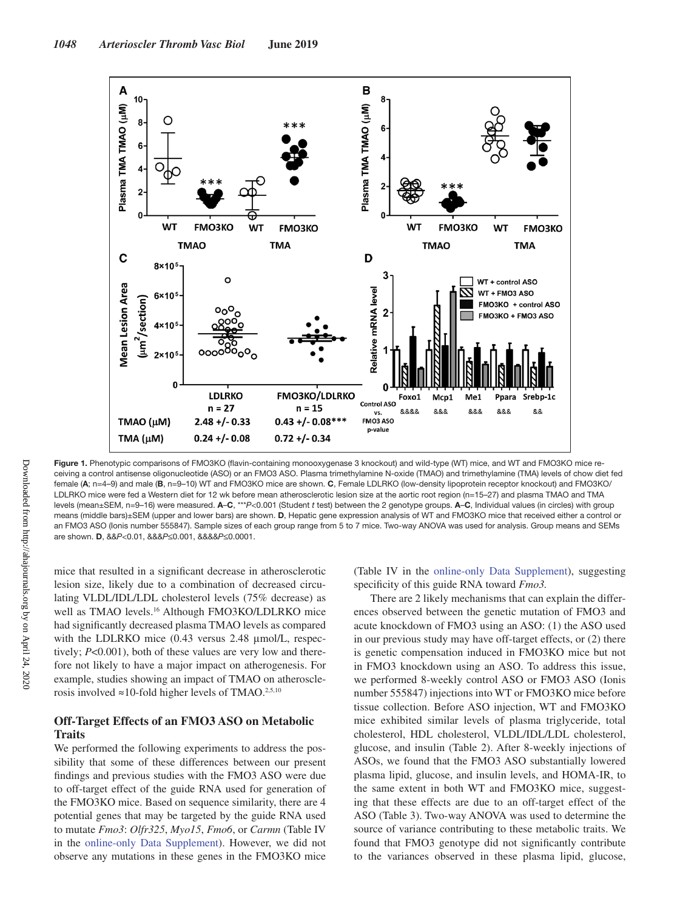**Figure 1.** Phenotypic comparisons of FMO3KO (flavin-containing monooxygenase 3 knockout) and wild-type (WT) mice, and WT and FMO3KO mice receiving a control antisense oligonucleotide (ASO) or an FMO3 ASO. Plasma trimethylamine N-oxide (TMAO) and trimethylamine (TMA) levels of chow diet fed female (**A**; n=4–9) and male (**B**, n=9–10) WT and FMO3KO mice are shown. **C**, Female LDLRKO (low-density lipoprotein receptor knockout) and FMO3KO/LDLRKO mice were fed a Western diet for 12 wk before mean atherosclerotic lesion size at the aortic root region (n=15–27) and plasma TMAO and TMA levels (mean±SEM, n=9–16) were measured. **A**–**C**, \*\*\**P*<0.001 (Student *t* test) between the 2 genotype groups. **A**–**C**, Individual values (in circles) with group means (middle bars)±SEM (upper and lower bars) are shown. **D**, Hepatic gene expression analysis of WT and FMO3KO mice that received either a control or an FMO3 ASO (Ionis number 555847). Sample sizes of each group range from 5 to 7 mice. Two-way ANOVA was used for analysis. Group means and SEMs are shown. **D**, &&*P*<0.01, &&&*P*≤0.001, &&&&*P*≤0.0001.

mice that resulted in a significant decrease in atherosclerotic lesion size, likely due to a combination of decreased circulating VLDL/IDL/LDL cholesterol levels (75% decrease) as well as TMAO levels.[16] Although FMO3KO/LDLRKO mice had significantly decreased plasma TMAO levels as compared with the LDLRKO mice (0.43 versus 2.48 μmol/L, respectively; *P*<0.001), both of these values are very low and therefore not likely to have a major impact on atherogenesis. For example, studies showing an impact of TMAO on atherosclerosis involved ≈10-fold higher levels of TMAO.[2,5,10]

## Off-Target Effects of an FMO3 ASO on Metabolic Traits

We performed the following experiments to address the possibility that some of these differences between our present findings and previous studies with the FMO3 ASO were due to off-target effect of the guide RNA used for generation of the FMO3KO mice. Based on sequence similarity, there are 4 potential genes that may be targeted by the guide RNA used to mutate *Fmo3*: *Olfr325*, *Myo15*, *Fmo6*, or *Carmn* (Table IV in the online-only Data Supplement). However, we did not observe any mutations in these genes in the FMO3KO mice (Table IV in the online-only Data Supplement), suggesting specificity of this guide RNA toward *Fmo3*.

There are 2 likely mechanisms that can explain the differences observed between the genetic mutation of FMO3 and acute knockdown of FMO3 using an ASO: (1) the ASO used in our previous study may have off-target effects, or (2) there is genetic compensation induced in FMO3KO mice but not in FMO3 knockdown using an ASO. To address this issue, we performed 8-weekly control ASO or FMO3 ASO (Ionis number 555847) injections into WT or FMO3KO mice before tissue collection. Before ASO injection, WT and FMO3KO mice exhibited similar levels of plasma triglyceride, total cholesterol, HDL cholesterol, VLDL/IDL/LDL cholesterol, glucose, and insulin (Table 2). After 8-weekly injections of ASOs, we found that the FMO3 ASO substantially lowered plasma lipid, glucose, and insulin levels, and HOMA-IR, to the same extent in both WT and FMO3KO mice, suggesting that these effects are due to an off-target effect of the ASO (Table 3). Two-way ANOVA was used to determine the source of variance contributing to these metabolic traits. We found that FMO3 genotype did not significantly contribute to the variances observed in these plasma lipid, glucose,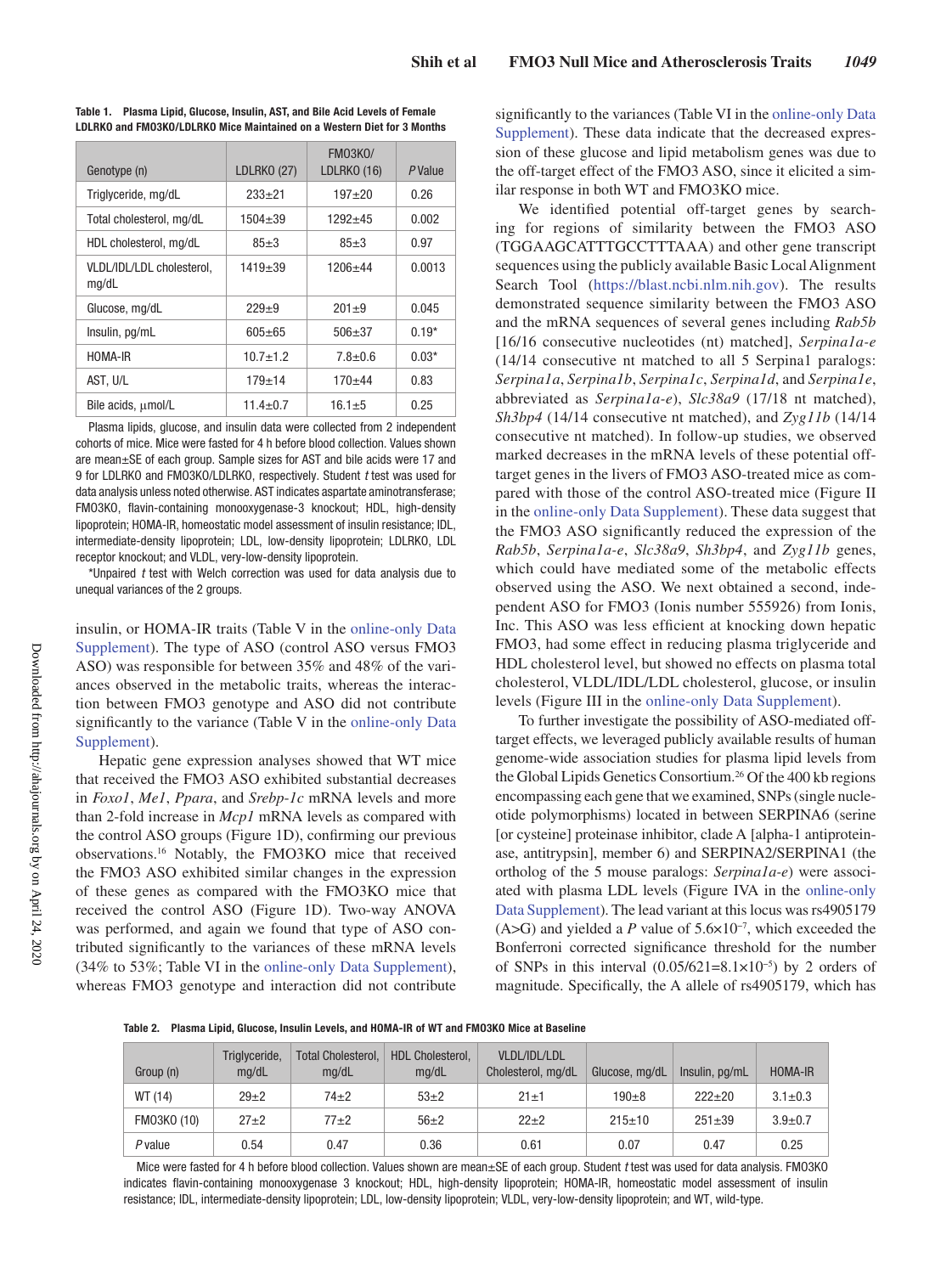**Table 1. Plasma Lipid, Glucose, Insulin, AST, and Bile Acid Levels of Female LDLRKO and FMO3KO/LDLRKO Mice Maintained on a Western Diet for 3 Months**

| Genotype (n) | LDLRKO (27) | FMO3KO/ LDLRKO (16) | *P* Value |
|---|---|---|---|
| Triglyceride, mg/dL | 233±21 | 197±20 | 0.26 |
| Total cholesterol, mg/dL | 1504±39 | 1292±45 | 0.002 |
| HDL cholesterol, mg/dL | 85±3 | 85±3 | 0.97 |
| VLDL/IDL/LDL cholesterol, mg/dL | 1419±39 | 1206±44 | 0.0013 |
| Glucose, mg/dL | 229±9 | 201±9 | 0.045 |
| Insulin, pg/mL | 605±65 | 506±37 | 0.19* |
| HOMA-IR | 10.7±1.2 | 7.8±0.6 | 0.03* |
| AST, U/L | 179±14 | 170±44 | 0.83 |
| Bile acids, μmol/L | 11.4±0.7 | 16.1±5 | 0.25 |

Plasma lipids, glucose, and insulin data were collected from 2 independent cohorts of mice. Mice were fasted for 4 h before blood collection. Values shown are mean±SE of each group. Sample sizes for AST and bile acids were 17 and 9 for LDLRKO and FMO3KO/LDLRKO, respectively. Student *t* test was used for data analysis unless noted otherwise. AST indicates aspartate aminotransferase; FMO3KO, flavin-containing monooxygenase-3 knockout; HDL, high-density lipoprotein; HOMA-IR, homeostatic model assessment of insulin resistance; IDL, intermediate-density lipoprotein; LDL, low-density lipoprotein; LDLRKO, LDL receptor knockout; and VLDL, very-low-density lipoprotein.

*Unpaired *t* test with Welch correction was used for data analysis due to unequal variances of the 2 groups.

insulin, or HOMA-IR traits (Table V in the online-only Data Supplement). The type of ASO (control ASO versus FMO3 ASO) was responsible for between 35% and 48% of the variances observed in the metabolic traits, whereas the interaction between FMO3 genotype and ASO did not contribute significantly to the variance (Table V in the online-only Data Supplement).

Hepatic gene expression analyses showed that WT mice that received the FMO3 ASO exhibited substantial decreases in *Foxo1*, *Me1*, *Ppara*, and *Srebp-1c* mRNA levels and more than 2-fold increase in *Mcp1* mRNA levels as compared with the control ASO groups (Figure 1D), confirming our previous observations.[16] Notably, the FMO3KO mice that received the FMO3 ASO exhibited similar changes in the expression of these genes as compared with the FMO3KO mice that received the control ASO (Figure 1D). Two-way ANOVA was performed, and again we found that type of ASO contributed significantly to the variances of these mRNA levels (34% to 53%; Table VI in the online-only Data Supplement), whereas FMO3 genotype and interaction did not contribute significantly to the variances (Table VI in the online-only Data Supplement). These data indicate that the decreased expression of these glucose and lipid metabolism genes was due to the off-target effect of the FMO3 ASO, since it elicited a similar response in both WT and FMO3KO mice.

We identified potential off-target genes by searching for regions of similarity between the FMO3 ASO (TGGAAGCATTTGCCTTTAAA) and other gene transcript sequences using the publicly available Basic Local Alignment Search Tool (https://blast.ncbi.nlm.nih.gov). The results demonstrated sequence similarity between the FMO3 ASO and the mRNA sequences of several genes including *Rab5b* [16/16 consecutive nucleotides (nt) matched], *Serpina1a-e* (14/14 consecutive nt matched to all 5 Serpina1 paralogs: *Serpina1a*, *Serpina1b*, *Serpina1c*, *Serpina1d*, and *Serpina1e*, abbreviated as *Serpina1a-e*), *Slc38a9* (17/18 nt matched), *Sh3bp4* (14/14 consecutive nt matched), and *Zyg11b* (14/14 consecutive nt matched). In follow-up studies, we observed marked decreases in the mRNA levels of these potential off-target genes in the livers of FMO3 ASO-treated mice as compared with those of the control ASO-treated mice (Figure II in the online-only Data Supplement). These data suggest that the FMO3 ASO significantly reduced the expression of the *Rab5b*, *Serpina1a-e*, *Slc38a9*, *Sh3bp4*, and *Zyg11b* genes, which could have mediated some of the metabolic effects observed using the ASO. We next obtained a second, independent ASO for FMO3 (Ionis number 555926) from Ionis, Inc. This ASO was less efficient at knocking down hepatic FMO3, had some effect in reducing plasma triglyceride and HDL cholesterol level, but showed no effects on plasma total cholesterol, VLDL/IDL/LDL cholesterol, glucose, or insulin levels (Figure III in the online-only Data Supplement).

To further investigate the possibility of ASO-mediated off-target effects, we leveraged publicly available results of human genome-wide association studies for plasma lipid levels from the Global Lipids Genetics Consortium.[26] Of the 400 kb regions encompassing each gene that we examined, SNPs (single nucleotide polymorphisms) located in between SERPINA6 (serine [or cysteine] proteinase inhibitor, clade A [alpha-1 antiproteinase, antitrypsin], member 6) and SERPINA2/SERPINA1 (the ortholog of the 5 mouse paralogs: *Serpina1a-e*) were associated with plasma LDL levels (Figure IVA in the online-only Data Supplement). The lead variant at this locus was rs4905179 (A>G) and yielded a *P* value of $5.6\times10^{-7}$, which exceeded the Bonferroni corrected significance threshold for the number of SNPs in this interval ($0.05/621=8.1\times10^{-5}$) by 2 orders of magnitude. Specifically, the A allele of rs4905179, which has

**Table 2. Plasma Lipid, Glucose, Insulin Levels, and HOMA-IR of WT and FMO3KO Mice at Baseline**

| Group (n) | Triglyceride, mg/dL | Total Cholesterol, mg/dL | HDL Cholesterol, mg/dL | VLDL/IDL/LDL Cholesterol, mg/dL | Glucose, mg/dL | Insulin, pg/mL | HOMA-IR |
|---|---|---|---|---|---|---|---|
| WT (14) | 29±2 | 74±2 | 53±2 | 21±1 | 190±8 | 222±20 | 3.1±0.3 |
| FMO3KO (10) | 27±2 | 77±2 | 56±2 | 22±2 | 215±10 | 251±39 | 3.9±0.7 |
| *P* value | 0.54 | 0.47 | 0.36 | 0.61 | 0.07 | 0.47 | 0.25 |

Mice were fasted for 4 h before blood collection. Values shown are mean±SE of each group. Student *t* test was used for data analysis. FMO3KO indicates flavin-containing monooxygenase 3 knockout; HDL, high-density lipoprotein; HOMA-IR, homeostatic model assessment of insulin resistance; IDL, intermediate-density lipoprotein; LDL, low-density lipoprotein; VLDL, very-low-density lipoprotein; and WT, wild-type.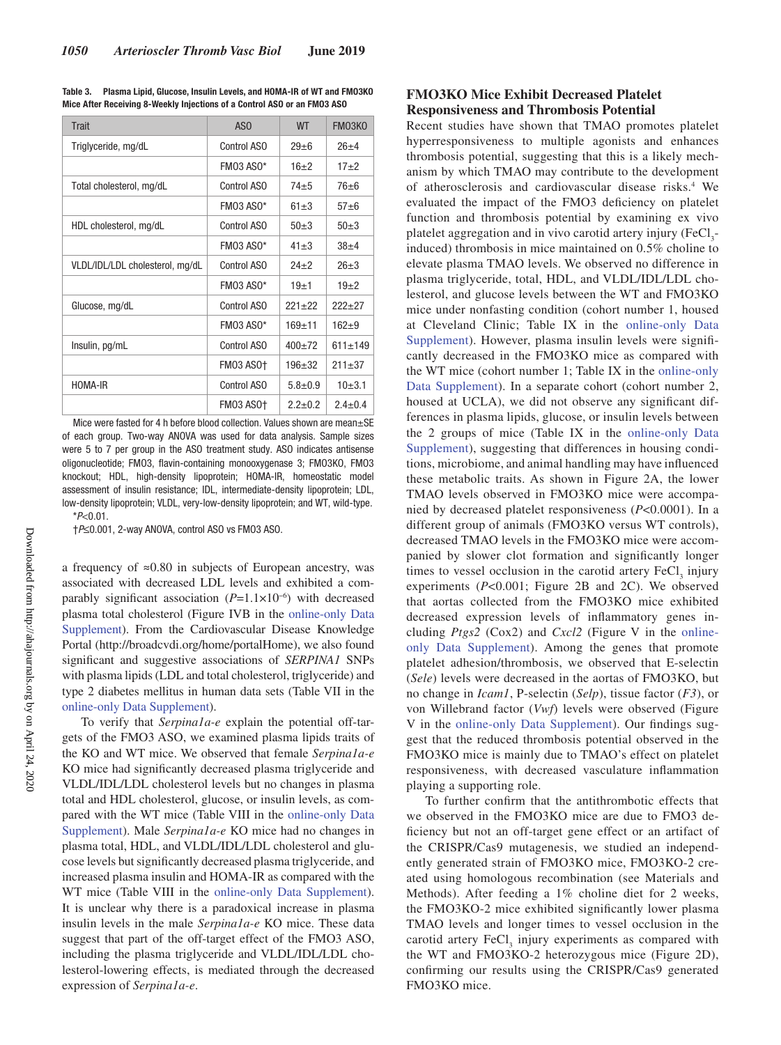**Table 3. Plasma Lipid, Glucose, Insulin Levels, and HOMA-IR of WT and FMO3KO Mice After Receiving 8-Weekly Injections of a Control ASO or an FMO3 ASO**

| Trait | ASO | WT | FMO3KO |
|---|---|---|---|
| Triglyceride, mg/dL | Control ASO | 29±6 | 26±4 |
| | FMO3 ASO* | 16±2 | 17±2 |
| Total cholesterol, mg/dL | Control ASO | 74±5 | 76±6 |
| | FMO3 ASO* | 61±3 | 57±6 |
| HDL cholesterol, mg/dL | Control ASO | 50±3 | 50±3 |
| | FMO3 ASO* | 41±3 | 38±4 |
| VLDL/IDL/LDL cholesterol, mg/dL | Control ASO | 24±2 | 26±3 |
| | FMO3 ASO* | 19±1 | 19±2 |
| Glucose, mg/dL | Control ASO | 221±22 | 222±27 |
| | FMO3 ASO* | 169±11 | 162±9 |
| Insulin, pg/mL | Control ASO | 400±72 | 611±149 |
| | FMO3 ASO† | 196±32 | 211±37 |
| HOMA-IR | Control ASO | 5.8±0.9 | 10±3.1 |
| | FMO3 ASO† | 2.2±0.2 | 2.4±0.4 |

Mice were fasted for 4 h before blood collection. Values shown are mean±SE of each group. Two-way ANOVA was used for data analysis. Sample sizes were 5 to 7 per group in the ASO treatment study. ASO indicates antisense oligonucleotide; FMO3, flavin-containing monooxygenase 3; FMO3KO, FMO3 knockout; HDL, high-density lipoprotein; HOMA-IR, homeostatic model assessment of insulin resistance; IDL, intermediate-density lipoprotein; LDL, low-density lipoprotein; VLDL, very-low-density lipoprotein; and WT, wild-type.

*$P<0.01$.

†$P\leq0.001$, 2-way ANOVA, control ASO vs FMO3 ASO.

a frequency of ≈0.80 in subjects of European ancestry, was associated with decreased LDL levels and exhibited a comparably significant association ($P=1.1\times10^{-6}$) with decreased plasma total cholesterol (Figure IVB in the online-only Data Supplement). From the Cardiovascular Disease Knowledge Portal (http://broadcvdi.org/home/portalHome), we also found significant and suggestive associations of *SERPINA1* SNPs with plasma lipids (LDL and total cholesterol, triglyceride) and type 2 diabetes mellitus in human data sets (Table VII in the online-only Data Supplement).

To verify that *Serpina1a-e* explain the potential off-targets of the FMO3 ASO, we examined plasma lipids traits of the KO and WT mice. We observed that female *Serpina1a-e* KO mice had significantly decreased plasma triglyceride and VLDL/IDL/LDL cholesterol levels but no changes in plasma total and HDL cholesterol, glucose, or insulin levels, as compared with the WT mice (Table VIII in the online-only Data Supplement). Male *Serpina1a-e* KO mice had no changes in plasma total, HDL, and VLDL/IDL/LDL cholesterol and glucose levels but significantly decreased plasma triglyceride, and increased plasma insulin and HOMA-IR as compared with the WT mice (Table VIII in the online-only Data Supplement). It is unclear why there is a paradoxical increase in plasma insulin levels in the male *Serpina1a-e* KO mice. These data suggest that part of the off-target effect of the FMO3 ASO, including the plasma triglyceride and VLDL/IDL/LDL cholesterol-lowering effects, is mediated through the decreased expression of *Serpina1a-e*.

## FMO3KO Mice Exhibit Decreased Platelet Responsiveness and Thrombosis Potential

Recent studies have shown that TMAO promotes platelet hyperresponsiveness to multiple agonists and enhances thrombosis potential, suggesting that this is a likely mechanism by which TMAO may contribute to the development of atherosclerosis and cardiovascular disease risks.[4] We evaluated the impact of the FMO3 deficiency on platelet function and thrombosis potential by examining ex vivo platelet aggregation and in vivo carotid artery injury ($FeCl_3$-induced) thrombosis in mice maintained on 0.5% choline to elevate plasma TMAO levels. We observed no difference in plasma triglyceride, total, HDL, and VLDL/IDL/LDL cholesterol, and glucose levels between the WT and FMO3KO mice under nonfasting condition (cohort number 1, housed at Cleveland Clinic; Table IX in the online-only Data Supplement). However, plasma insulin levels were significantly decreased in the FMO3KO mice as compared with the WT mice (cohort number 1; Table IX in the online-only Data Supplement). In a separate cohort (cohort number 2, housed at UCLA), we did not observe any significant differences in plasma lipids, glucose, or insulin levels between the 2 groups of mice (Table IX in the online-only Data Supplement), suggesting that differences in housing conditions, microbiome, and animal handling may have influenced these metabolic traits. As shown in Figure 2A, the lower TMAO levels observed in FMO3KO mice were accompanied by decreased platelet responsiveness ($P<0.0001$). In a different group of animals (FMO3KO versus WT controls), decreased TMAO levels in the FMO3KO mice were accompanied by slower clot formation and significantly longer times to vessel occlusion in the carotid artery $FeCl_3$ injury experiments ($P<0.001$; Figure 2B and 2C). We observed that aortas collected from the FMO3KO mice exhibited decreased expression levels of inflammatory genes including *Ptgs2* (Cox2) and *Cxcl2* (Figure V in the online-only Data Supplement). Among the genes that promote platelet adhesion/thrombosis, we observed that E-selectin (*Sele*) levels were decreased in the aortas of FMO3KO, but no change in *Icam1*, P-selectin (*Selp*), tissue factor (*F3*), or von Willebrand factor (*Vwf*) levels were observed (Figure V in the online-only Data Supplement). Our findings suggest that the reduced thrombosis potential observed in the FMO3KO mice is mainly due to TMAO's effect on platelet responsiveness, with decreased vasculature inflammation playing a supporting role.

To further confirm that the antithrombotic effects that we observed in the FMO3KO mice are due to FMO3 deficiency but not an off-target gene effect or an artifact of the CRISPR/Cas9 mutagenesis, we studied an independently generated strain of FMO3KO mice, FMO3KO-2 created using homologous recombination (see Materials and Methods). After feeding a 1% choline diet for 2 weeks, the FMO3KO-2 mice exhibited significantly lower plasma TMAO levels and longer times to vessel occlusion in the carotid artery $FeCl_3$ injury experiments as compared with the WT and FMO3KO-2 heterozygous mice (Figure 2D), confirming our results using the CRISPR/Cas9 generated FMO3KO mice.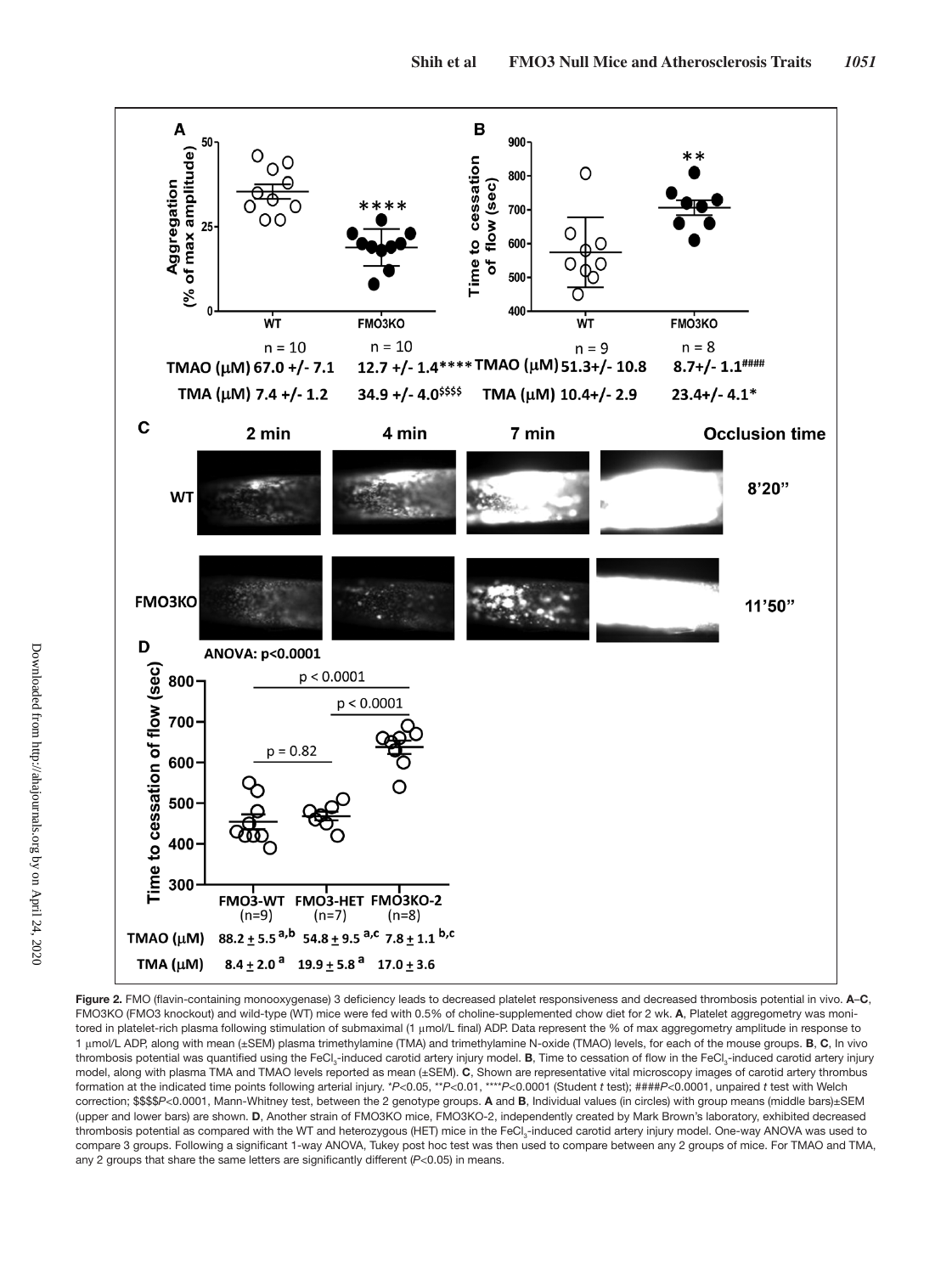**Figure 2.** FMO (flavin-containing monooxygenase) 3 deficiency leads to decreased platelet responsiveness and decreased thrombosis potential in vivo. **A**–**C**, FMO3KO (FMO3 knockout) and wild-type (WT) mice were fed with 0.5% of choline-supplemented chow diet for 2 wk. **A**, Platelet aggregometry was monitored in platelet-rich plasma following stimulation of submaximal (1 μmol/L final) ADP. Data represent the % of max aggregometry amplitude in response to 1 μmol/L ADP, along with mean (±SEM) plasma trimethylamine (TMA) and trimethylamine N-oxide (TMAO) levels, for each of the mouse groups. **B**, **C**, In vivo thrombosis potential was quantified using the $FeCl_3$-induced carotid artery injury model. **B**, Time to cessation of flow in the $FeCl_3$-induced carotid artery injury model, along with plasma TMA and TMAO levels reported as mean (±SEM). **C**, Shown are representative vital microscopy images of carotid artery thrombus formation at the indicated time points following arterial injury. *$P<0.05$, **$P<0.01$, ****$P<0.0001$ (Student *t* test); ####$P<0.0001$, unpaired *t* test with Welch correction; \$\$\$\$$P<0.0001$, Mann-Whitney test, between the 2 genotype groups. **A** and **B**, Individual values (in circles) with group means (middle bars)±SEM (upper and lower bars) are shown. **D**, Another strain of FMO3KO mice, FMO3KO-2, independently created by Mark Brown's laboratory, exhibited decreased thrombosis potential as compared with the WT and heterozygous (HET) mice in the $FeCl_3$-induced carotid artery injury model. One-way ANOVA was used to compare 3 groups. Following a significant 1-way ANOVA, Tukey post hoc test was then used to compare between any 2 groups of mice. For TMAO and TMA, any 2 groups that share the same letters are significantly different ($P<0.05$) in means.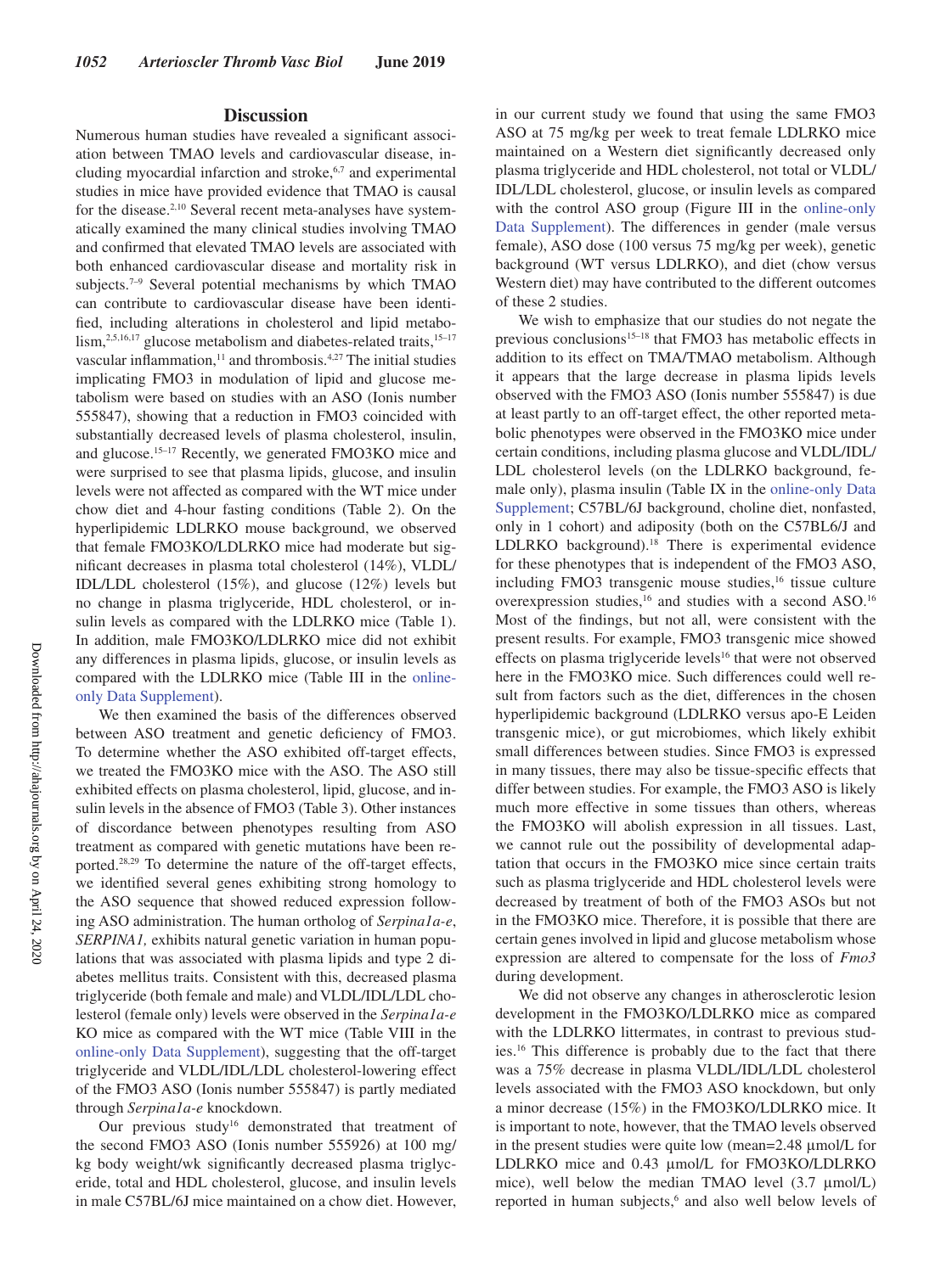## Discussion

Numerous human studies have revealed a significant association between TMAO levels and cardiovascular disease, including myocardial infarction and stroke,[6,7] and experimental studies in mice have provided evidence that TMAO is causal for the disease.[2,10] Several recent meta-analyses have systematically examined the many clinical studies involving TMAO and confirmed that elevated TMAO levels are associated with both enhanced cardiovascular disease and mortality risk in subjects.[7–9] Several potential mechanisms by which TMAO can contribute to cardiovascular disease have been identified, including alterations in cholesterol and lipid metabolism,[2,5,16,17] glucose metabolism and diabetes-related traits,[15–17] vascular inflammation,[11] and thrombosis.[4,27] The initial studies implicating FMO3 in modulation of lipid and glucose metabolism were based on studies with an ASO (Ionis number 555847), showing that a reduction in FMO3 coincided with substantially decreased levels of plasma cholesterol, insulin, and glucose.[15–17] Recently, we generated FMO3KO mice and were surprised to see that plasma lipids, glucose, and insulin levels were not affected as compared with the WT mice under chow diet and 4-hour fasting conditions (Table 2). On the hyperlipidemic LDLRKO mouse background, we observed that female FMO3KO/LDLRKO mice had moderate but significant decreases in plasma total cholesterol (14%), VLDL/IDL/LDL cholesterol (15%), and glucose (12%) levels but no change in plasma triglyceride, HDL cholesterol, or insulin levels as compared with the LDLRKO mice (Table 1). In addition, male FMO3KO/LDLRKO mice did not exhibit any differences in plasma lipids, glucose, or insulin levels as compared with the LDLRKO mice (Table III in the online-only Data Supplement).

We then examined the basis of the differences observed between ASO treatment and genetic deficiency of FMO3. To determine whether the ASO exhibited off-target effects, we treated the FMO3KO mice with the ASO. The ASO still exhibited effects on plasma cholesterol, lipid, glucose, and insulin levels in the absence of FMO3 (Table 3). Other instances of discordance between phenotypes resulting from ASO treatment as compared with genetic mutations have been reported.[28,29] To determine the nature of the off-target effects, we identified several genes exhibiting strong homology to the ASO sequence that showed reduced expression following ASO administration. The human ortholog of *Serpina1a-e*, *SERPINA1,* exhibits natural genetic variation in human populations that was associated with plasma lipids and type 2 diabetes mellitus traits. Consistent with this, decreased plasma triglyceride (both female and male) and VLDL/IDL/LDL cholesterol (female only) levels were observed in the *Serpina1a-e* KO mice as compared with the WT mice (Table VIII in the online-only Data Supplement), suggesting that the off-target triglyceride and VLDL/IDL/LDL cholesterol-lowering effect of the FMO3 ASO (Ionis number 555847) is partly mediated through *Serpina1a-e* knockdown.

Our previous study[16] demonstrated that treatment of the second FMO3 ASO (Ionis number 555926) at 100 mg/kg body weight/wk significantly decreased plasma triglyceride, total and HDL cholesterol, glucose, and insulin levels in male C57BL/6J mice maintained on a chow diet. However, in our current study we found that using the same FMO3 ASO at 75 mg/kg per week to treat female LDLRKO mice maintained on a Western diet significantly decreased only plasma triglyceride and HDL cholesterol, not total or VLDL/IDL/LDL cholesterol, glucose, or insulin levels as compared with the control ASO group (Figure III in the online-only Data Supplement). The differences in gender (male versus female), ASO dose (100 versus 75 mg/kg per week), genetic background (WT versus LDLRKO), and diet (chow versus Western diet) may have contributed to the different outcomes of these 2 studies.

We wish to emphasize that our studies do not negate the previous conclusions[15–18] that FMO3 has metabolic effects in addition to its effect on TMA/TMAO metabolism. Although it appears that the large decrease in plasma lipids levels observed with the FMO3 ASO (Ionis number 555847) is due at least partly to an off-target effect, the other reported metabolic phenotypes were observed in the FMO3KO mice under certain conditions, including plasma glucose and VLDL/IDL/LDL cholesterol levels (on the LDLRKO background, female only), plasma insulin (Table IX in the online-only Data Supplement; C57BL/6J background, choline diet, nonfasted, only in 1 cohort) and adiposity (both on the C57BL6/J and LDLRKO background).[18] There is experimental evidence for these phenotypes that is independent of the FMO3 ASO, including FMO3 transgenic mouse studies,[16] tissue culture overexpression studies,[16] and studies with a second ASO.[16] Most of the findings, but not all, were consistent with the present results. For example, FMO3 transgenic mice showed effects on plasma triglyceride levels[16] that were not observed here in the FMO3KO mice. Such differences could well result from factors such as the diet, differences in the chosen hyperlipidemic background (LDLRKO versus apo-E Leiden transgenic mice), or gut microbiomes, which likely exhibit small differences between studies. Since FMO3 is expressed in many tissues, there may also be tissue-specific effects that differ between studies. For example, the FMO3 ASO is likely much more effective in some tissues than others, whereas the FMO3KO will abolish expression in all tissues. Last, we cannot rule out the possibility of developmental adaptation that occurs in the FMO3KO mice since certain traits such as plasma triglyceride and HDL cholesterol levels were decreased by treatment of both of the FMO3 ASOs but not in the FMO3KO mice. Therefore, it is possible that there are certain genes involved in lipid and glucose metabolism whose expression are altered to compensate for the loss of *Fmo3* during development.

We did not observe any changes in atherosclerotic lesion development in the FMO3KO/LDLRKO mice as compared with the LDLRKO littermates, in contrast to previous studies.[16] This difference is probably due to the fact that there was a 75% decrease in plasma VLDL/IDL/LDL cholesterol levels associated with the FMO3 ASO knockdown, but only a minor decrease (15%) in the FMO3KO/LDLRKO mice. It is important to note, however, that the TMAO levels observed in the present studies were quite low (mean=2.48 μmol/L for LDLRKO mice and 0.43 μmol/L for FMO3KO/LDLRKO mice), well below the median TMAO level (3.7 μmol/L) reported in human subjects,[6] and also well below levels of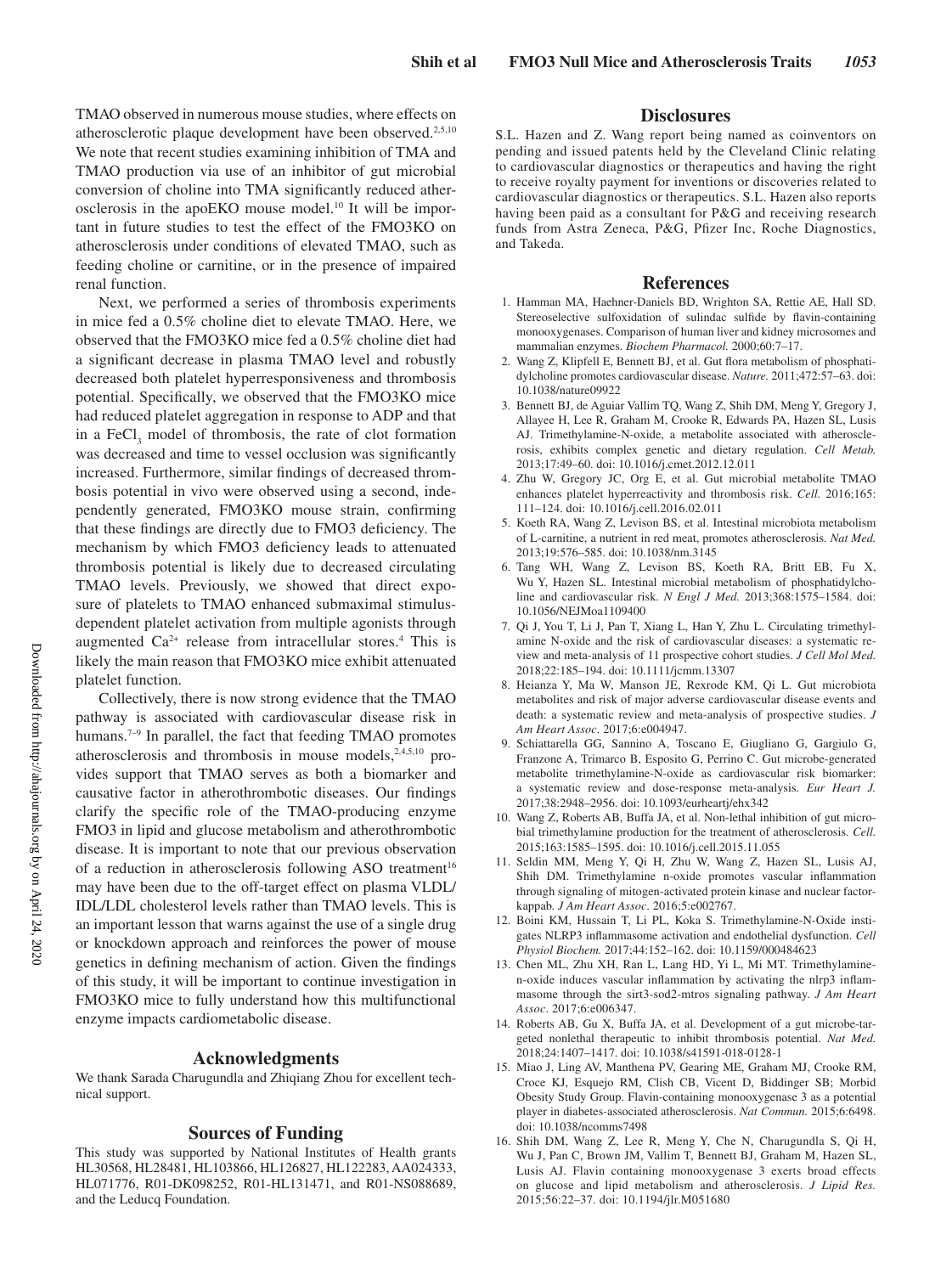TMAO observed in numerous mouse studies, where effects on atherosclerotic plaque development have been observed.[2,5,10] We note that recent studies examining inhibition of TMA and TMAO production via use of an inhibitor of gut microbial conversion of choline into TMA significantly reduced atherosclerosis in the apoEKO mouse model.[10] It will be important in future studies to test the effect of the FMO3KO on atherosclerosis under conditions of elevated TMAO, such as feeding choline or carnitine, or in the presence of impaired renal function.

Next, we performed a series of thrombosis experiments in mice fed a 0.5% choline diet to elevate TMAO. Here, we observed that the FMO3KO mice fed a 0.5% choline diet had a significant decrease in plasma TMAO level and robustly decreased both platelet hyperresponsiveness and thrombosis potential. Specifically, we observed that the FMO3KO mice had reduced platelet aggregation in response to ADP and that in a $FeCl_3$ model of thrombosis, the rate of clot formation was decreased and time to vessel occlusion was significantly increased. Furthermore, similar findings of decreased thrombosis potential in vivo were observed using a second, independently generated, FMO3KO mouse strain, confirming that these findings are directly due to FMO3 deficiency. The mechanism by which FMO3 deficiency leads to attenuated thrombosis potential is likely due to decreased circulating TMAO levels. Previously, we showed that direct exposure of platelets to TMAO enhanced submaximal stimulus-dependent platelet activation from multiple agonists through augmented $Ca^{2+}$ release from intracellular stores.[4] This is likely the main reason that FMO3KO mice exhibit attenuated platelet function.

Collectively, there is now strong evidence that the TMAO pathway is associated with cardiovascular disease risk in humans.[7–9] In parallel, the fact that feeding TMAO promotes atherosclerosis and thrombosis in mouse models,[2,4,5,10] provides support that TMAO serves as both a biomarker and causative factor in atherothrombotic diseases. Our findings clarify the specific role of the TMAO-producing enzyme FMO3 in lipid and glucose metabolism and atherothrombotic disease. It is important to note that our previous observation of a reduction in atherosclerosis following ASO treatment[16] may have been due to the off-target effect on plasma VLDL/IDL/LDL cholesterol levels rather than TMAO levels. This is an important lesson that warns against the use of a single drug or knockdown approach and reinforces the power of mouse genetics in defining mechanism of action. Given the findings of this study, it will be important to continue investigation in FMO3KO mice to fully understand how this multifunctional enzyme impacts cardiometabolic disease.

## Acknowledgments

We thank Sarada Charugundla and Zhiqiang Zhou for excellent technical support.

## Sources of Funding

This study was supported by National Institutes of Health grants HL30568, HL28481, HL103866, HL126827, HL122283, AA024333, HL071776, R01-DK098252, R01-HL131471, and R01-NS088689, and the Leducq Foundation.

## Disclosures

S.L. Hazen and Z. Wang report being named as coinventors on pending and issued patents held by the Cleveland Clinic relating to cardiovascular diagnostics or therapeutics and having the right to receive royalty payment for inventions or discoveries related to cardiovascular diagnostics or therapeutics. S.L. Hazen also reports having been paid as a consultant for P&G and receiving research funds from Astra Zeneca, P&G, Pfizer Inc, Roche Diagnostics, and Takeda.

## References

1. Hamman MA, Haehner-Daniels BD, Wrighton SA, Rettie AE, Hall SD. Stereoselective sulfoxidation of sulindac sulfide by flavin-containing monooxygenases. Comparison of human liver and kidney microsomes and mammalian enzymes. *Biochem Pharmacol.* 2000;60:7–17.
2. Wang Z, Klipfell E, Bennett BJ, et al. Gut flora metabolism of phosphatidylcholine promotes cardiovascular disease. *Nature.* 2011;472:57–63. doi: 10.1038/nature09922
3. Bennett BJ, de Aguiar Vallim TQ, Wang Z, Shih DM, Meng Y, Gregory J, Allayee H, Lee R, Graham M, Crooke R, Edwards PA, Hazen SL, Lusis AJ. Trimethylamine-N-oxide, a metabolite associated with atherosclerosis, exhibits complex genetic and dietary regulation. *Cell Metab.* 2013;17:49–60. doi: 10.1016/j.cmet.2012.12.011
4. Zhu W, Gregory JC, Org E, et al. Gut microbial metabolite TMAO enhances platelet hyperreactivity and thrombosis risk. *Cell.* 2016;165:111–124. doi: 10.1016/j.cell.2016.02.011
5. Koeth RA, Wang Z, Levison BS, et al. Intestinal microbiota metabolism of L-carnitine, a nutrient in red meat, promotes atherosclerosis. *Nat Med.* 2013;19:576–585. doi: 10.1038/nm.3145
6. Tang WH, Wang Z, Levison BS, Koeth RA, Britt EB, Fu X, Wu Y, Hazen SL. Intestinal microbial metabolism of phosphatidylcholine and cardiovascular risk. *N Engl J Med.* 2013;368:1575–1584. doi: 10.1056/NEJMoa1109400
7. Qi J, You T, Li J, Pan T, Xiang L, Han Y, Zhu L. Circulating trimethylamine N-oxide and the risk of cardiovascular diseases: a systematic review and meta-analysis of 11 prospective cohort studies. *J Cell Mol Med.* 2018;22:185–194. doi: 10.1111/jcmm.13307
8. Heianza Y, Ma W, Manson JE, Rexrode KM, Qi L. Gut microbiota metabolites and risk of major adverse cardiovascular disease events and death: a systematic review and meta-analysis of prospective studies. *J Am Heart Assoc*. 2017;6:e004947.
9. Schiattarella GG, Sannino A, Toscano E, Giugliano G, Gargiulo G, Franzone A, Trimarco B, Esposito G, Perrino C. Gut microbe-generated metabolite trimethylamine-N-oxide as cardiovascular risk biomarker: a systematic review and dose-response meta-analysis. *Eur Heart J.* 2017;38:2948–2956. doi: 10.1093/eurheartj/ehx342
10. Wang Z, Roberts AB, Buffa JA, et al. Non-lethal inhibition of gut microbial trimethylamine production for the treatment of atherosclerosis. *Cell.* 2015;163:1585–1595. doi: 10.1016/j.cell.2015.11.055
11. Seldin MM, Meng Y, Qi H, Zhu W, Wang Z, Hazen SL, Lusis AJ, Shih DM. Trimethylamine n-oxide promotes vascular inflammation through signaling of mitogen-activated protein kinase and nuclear factor-kappab. *J Am Heart Assoc*. 2016;5:e002767.
12. Boini KM, Hussain T, Li PL, Koka S. Trimethylamine-N-Oxide instigates NLRP3 inflammasome activation and endothelial dysfunction. *Cell Physiol Biochem.* 2017;44:152–162. doi: 10.1159/000484623
13. Chen ML, Zhu XH, Ran L, Lang HD, Yi L, Mi MT. Trimethylamine-n-oxide induces vascular inflammation by activating the nlrp3 inflammasome through the sirt3-sod2-mtros signaling pathway. *J Am Heart Assoc*. 2017;6:e006347.
14. Roberts AB, Gu X, Buffa JA, et al. Development of a gut microbe-targeted nonlethal therapeutic to inhibit thrombosis potential. *Nat Med.* 2018;24:1407–1417. doi: 10.1038/s41591-018-0128-1
15. Miao J, Ling AV, Manthena PV, Gearing ME, Graham MJ, Crooke RM, Croce KJ, Esquejo RM, Clish CB, Vicent D, Biddinger SB; Morbid Obesity Study Group. Flavin-containing monooxygenase 3 as a potential player in diabetes-associated atherosclerosis. *Nat Commun.* 2015;6:6498. doi: 10.1038/ncomms7498
16. Shih DM, Wang Z, Lee R, Meng Y, Che N, Charugundla S, Qi H, Wu J, Pan C, Brown JM, Vallim T, Bennett BJ, Graham M, Hazen SL, Lusis AJ. Flavin containing monooxygenase 3 exerts broad effects on glucose and lipid metabolism and atherosclerosis. *J Lipid Res.* 2015;56:22–37. doi: 10.1194/jlr.M051680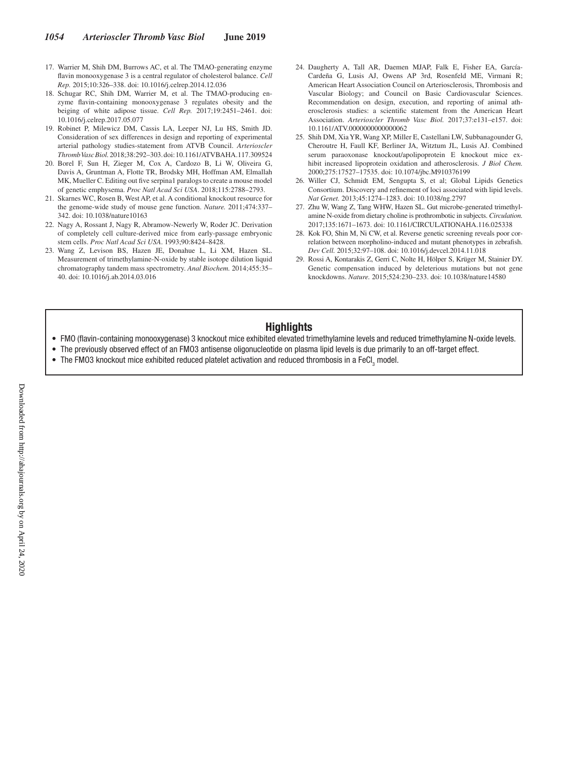17. Warrier M, Shih DM, Burrows AC, et al. The TMAO-generating enzyme flavin monooxygenase 3 is a central regulator of cholesterol balance. *Cell Rep.* 2015;10:326–338. doi: 10.1016/j.celrep.2014.12.036
18. Schugar RC, Shih DM, Warrier M, et al. The TMAO-producing enzyme flavin-containing monooxygenase 3 regulates obesity and the beiging of white adipose tissue. *Cell Rep.* 2017;19:2451–2461. doi: 10.1016/j.celrep.2017.05.077
19. Robinet P, Milewicz DM, Cassis LA, Leeper NJ, Lu HS, Smith JD. Consideration of sex differences in design and reporting of experimental arterial pathology studies-statement from ATVB Council. *Arterioscler Thromb Vasc Biol.* 2018;38:292–303. doi: 10.1161/ATVBAHA.117.309524
20. Borel F, Sun H, Zieger M, Cox A, Cardozo B, Li W, Oliveira G, Davis A, Gruntman A, Flotte TR, Brodsky MH, Hoffman AM, Elmallah MK, Mueller C. Editing out five serpina1 paralogs to create a mouse model of genetic emphysema. *Proc Natl Acad Sci USA.* 2018;115:2788–2793.
21. Skarnes WC, Rosen B, West AP, et al. A conditional knockout resource for the genome-wide study of mouse gene function. *Nature.* 2011;474:337–342. doi: 10.1038/nature10163
22. Nagy A, Rossant J, Nagy R, Abramow-Newerly W, Roder JC. Derivation of completely cell culture-derived mice from early-passage embryonic stem cells. *Proc Natl Acad Sci USA.* 1993;90:8424–8428.
23. Wang Z, Levison BS, Hazen JE, Donahue L, Li XM, Hazen SL. Measurement of trimethylamine-N-oxide by stable isotope dilution liquid chromatography tandem mass spectrometry. *Anal Biochem.* 2014;455:35–40. doi: 10.1016/j.ab.2014.03.016
24. Daugherty A, Tall AR, Daemen MJAP, Falk E, Fisher EA, García-Cardeña G, Lusis AJ, Owens AP 3rd, Rosenfeld ME, Virmani R; American Heart Association Council on Arteriosclerosis, Thrombosis and Vascular Biology; and Council on Basic Cardiovascular Sciences. Recommendation on design, execution, and reporting of animal atherosclerosis studies: a scientific statement from the American Heart Association. *Arterioscler Thromb Vasc Biol.* 2017;37:e131–e157. doi: 10.1161/ATV.0000000000000062
25. Shih DM, Xia YR, Wang XP, Miller E, Castellani LW, Subbanagounder G, Cheroutre H, Faull KF, Berliner JA, Witztum JL, Lusis AJ. Combined serum paraoxonase knockout/apolipoprotein E knockout mice exhibit increased lipoprotein oxidation and atherosclerosis. *J Biol Chem.* 2000;275:17527–17535. doi: 10.1074/jbc.M910376199
26. Willer CJ, Schmidt EM, Sengupta S, et al; Global Lipids Genetics Consortium. Discovery and refinement of loci associated with lipid levels. *Nat Genet.* 2013;45:1274–1283. doi: 10.1038/ng.2797
27. Zhu W, Wang Z, Tang WHW, Hazen SL. Gut microbe-generated trimethylamine N-oxide from dietary choline is prothrombotic in subjects. *Circulation.* 2017;135:1671–1673. doi: 10.1161/CIRCULATIONAHA.116.025338
28. Kok FO, Shin M, Ni CW, et al. Reverse genetic screening reveals poor correlation between morpholino-induced and mutant phenotypes in zebrafish. *Dev Cell.* 2015;32:97–108. doi: 10.1016/j.devcel.2014.11.018
29. Rossi A, Kontarakis Z, Gerri C, Nolte H, Hölper S, Krüger M, Stainier DY. Genetic compensation induced by deleterious mutations but not gene knockdowns. *Nature.* 2015;524:230–233. doi: 10.1038/nature14580

## Highlights

- FMO (flavin-containing monooxygenase) 3 knockout mice exhibited elevated trimethylamine levels and reduced trimethylamine N-oxide levels.
- The previously observed effect of an FMO3 antisense oligonucleotide on plasma lipid levels is due primarily to an off-target effect.
- The FMO3 knockout mice exhibited reduced platelet activation and reduced thrombosis in a $FeCl_3$ model.